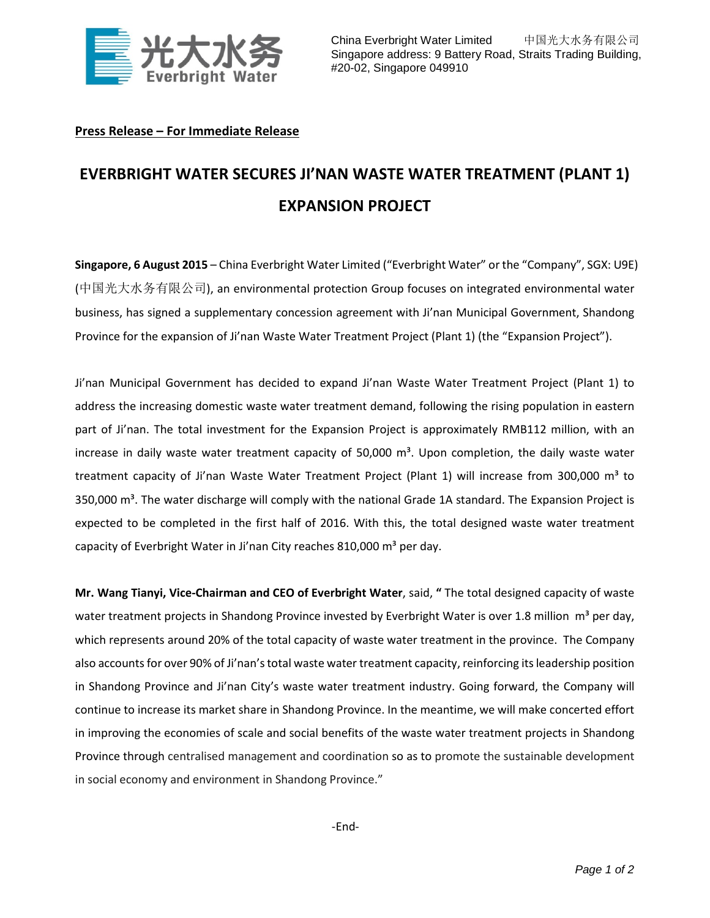China Everbright Water Limited 中国光大水务有限公司
Singapore address: 9 Battery Road, Straits Trading Building, #20-02, Singapore 049910

**Press Release – For Immediate Release**

# EVERBRIGHT WATER SECURES JI'NAN WASTE WATER TREATMENT (PLANT 1) EXPANSION PROJECT

**Singapore, 6 August 2015** – China Everbright Water Limited ("Everbright Water" or the "Company", SGX: U9E) (中国光大水务有限公司), an environmental protection Group focuses on integrated environmental water business, has signed a supplementary concession agreement with Ji'nan Municipal Government, Shandong Province for the expansion of Ji'nan Waste Water Treatment Project (Plant 1) (the "Expansion Project").

Ji'nan Municipal Government has decided to expand Ji'nan Waste Water Treatment Project (Plant 1) to address the increasing domestic waste water treatment demand, following the rising population in eastern part of Ji'nan. The total investment for the Expansion Project is approximately RMB112 million, with an increase in daily waste water treatment capacity of 50,000 $m^3$. Upon completion, the daily waste water treatment capacity of Ji'nan Waste Water Treatment Project (Plant 1) will increase from 300,000 $m^3$ to 350,000 $m^3$. The water discharge will comply with the national Grade 1A standard. The Expansion Project is expected to be completed in the first half of 2016. With this, the total designed waste water treatment capacity of Everbright Water in Ji'nan City reaches 810,000 $m^3$ per day.

**Mr. Wang Tianyi, Vice-Chairman and CEO of Everbright Water**, said, **"** The total designed capacity of waste water treatment projects in Shandong Province invested by Everbright Water is over 1.8 million $m^3$ per day, which represents around 20% of the total capacity of waste water treatment in the province. The Company also accounts for over 90% of Ji'nan's total waste water treatment capacity, reinforcing its leadership position in Shandong Province and Ji'nan City's waste water treatment industry. Going forward, the Company will continue to increase its market share in Shandong Province. In the meantime, we will make concerted effort in improving the economies of scale and social benefits of the waste water treatment projects in Shandong Province through centralised management and coordination so as to promote the sustainable development in social economy and environment in Shandong Province."

-End-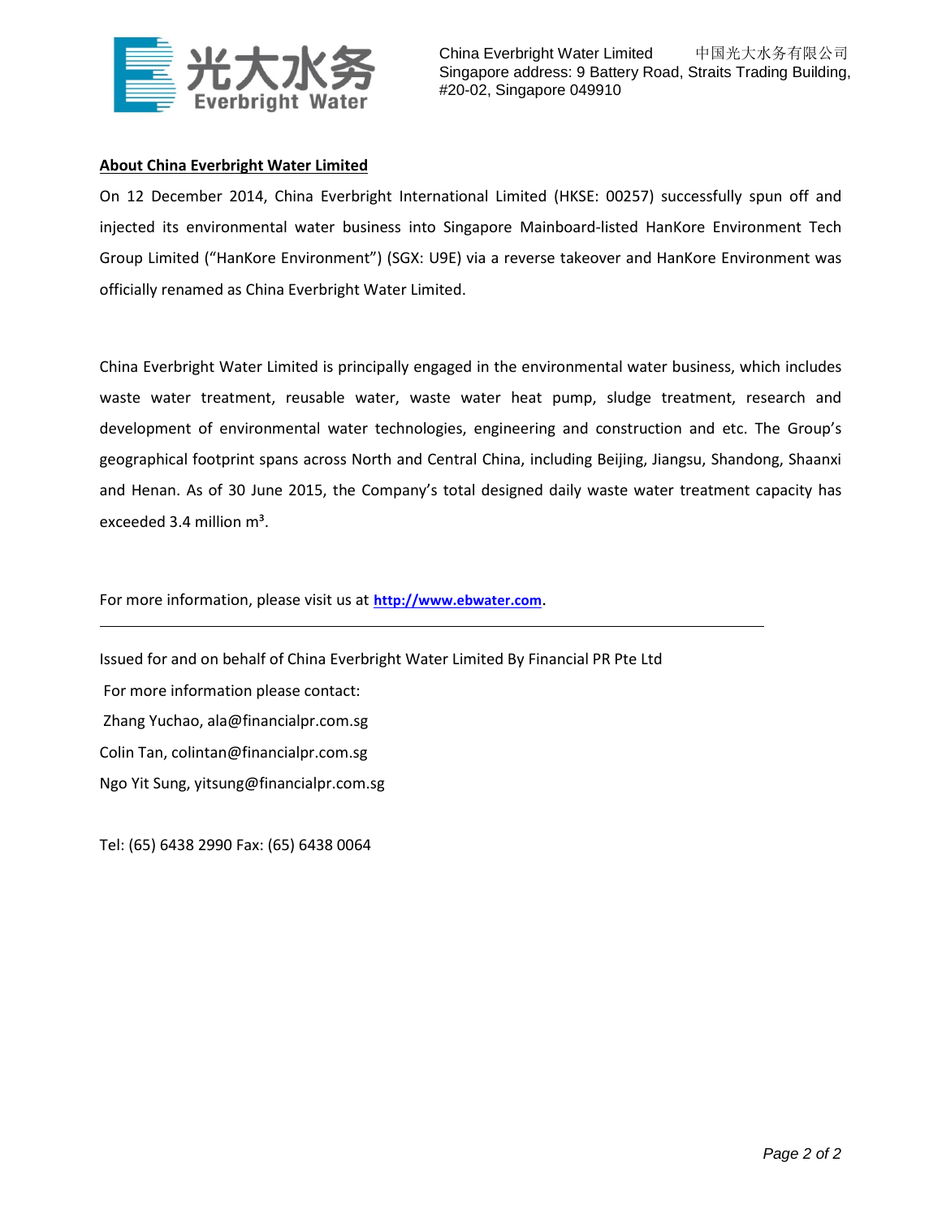China Everbright Water Limited 中国光大水务有限公司
Singapore address: 9 Battery Road, Straits Trading Building, #20-02, Singapore 049910

**About China Everbright Water Limited**

On 12 December 2014, China Everbright International Limited (HKSE: 00257) successfully spun off and injected its environmental water business into Singapore Mainboard-listed HanKore Environment Tech Group Limited ("HanKore Environment") (SGX: U9E) via a reverse takeover and HanKore Environment was officially renamed as China Everbright Water Limited.

China Everbright Water Limited is principally engaged in the environmental water business, which includes waste water treatment, reusable water, waste water heat pump, sludge treatment, research and development of environmental water technologies, engineering and construction and etc. The Group's geographical footprint spans across North and Central China, including Beijing, Jiangsu, Shandong, Shaanxi and Henan. As of 30 June 2015, the Company's total designed daily waste water treatment capacity has exceeded 3.4 million $m^3$.

For more information, please visit us at **http://www.ebwater.com**.

---

Issued for and on behalf of China Everbright Water Limited By Financial PR Pte Ltd

For more information please contact:

Zhang Yuchao, ala@financialpr.com.sg

Colin Tan, colintan@financialpr.com.sg

Ngo Yit Sung, yitsung@financialpr.com.sg

Tel: (65) 6438 2990 Fax: (65) 6438 0064